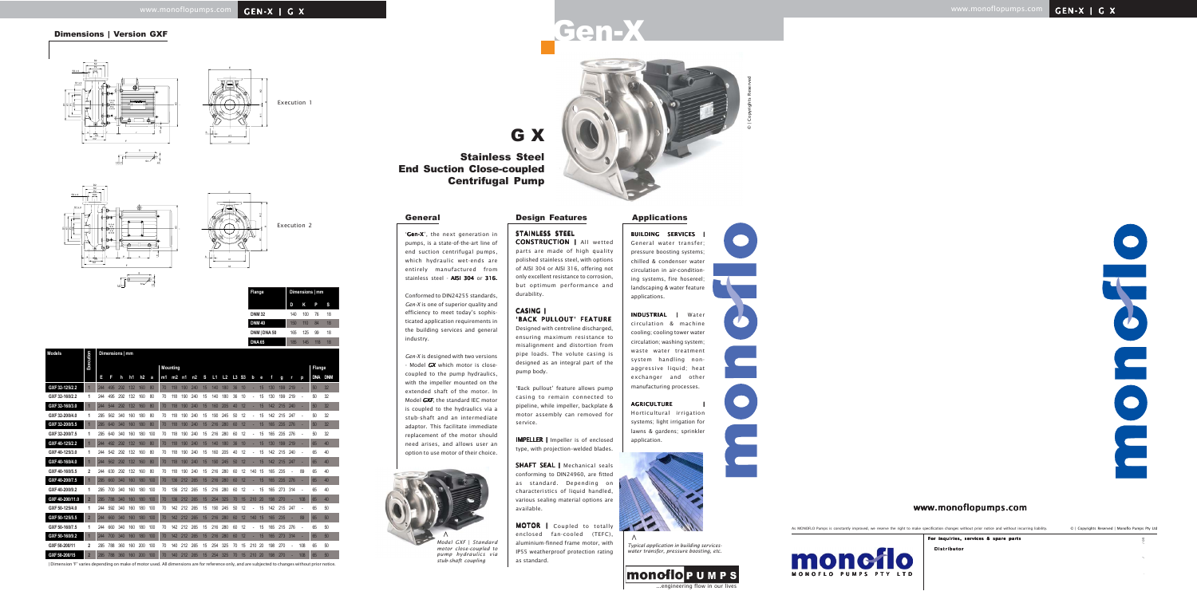# Gen-X

# G X

## Stainless Steel End Suction Close-coupled Centrifugal Pump

## General

'**Gen-X**', the next generation in pumps, is a state-of-the-art line of end suction centrifugal pumps, which hydraulic wet-ends are entirely manufactured from stainless steel - **AISI 304** or **316.**

Conformed to DIN24255 standards, *Gen-X* is one of superior quality and efficiency to meet today's sophisticated application requirements in the building services and general industry.

*Gen-X* is designed with two versions - Model ***GX*** which motor is close-coupled to the pump hydraulics, with the impeller mounted on the extended shaft of the motor. In Model ***GXF***, the standard IEC motor is coupled to the hydraulics via a stub-shaft and an intermediate adaptor. This facilitate immediate replacement of the motor should need arises, and allows user an option to use motor of their choice.

*Model GXF | Standard motor close-coupled to pump hydraulics via stub-shaft coupling*

## Design Features

**STAINLESS STEEL CONSTRUCTION |** All wetted parts are made of high quality polished stainless steel, with options of AISI 304 or AISI 316, offering not only excellent resistance to corrosion, but optimum performance and durability.

**CASING | 'BACK PULLOUT' FEATURE**
Designed with centreline discharged, ensuring maximum resistance to misalignment and distortion from pipe loads. The volute casing is designed as an integral part of the pump body.

'Back pullout' feature allows pump casing to remain connected to pipeline, while impeller, backplate & motor assembly can removed for service.

**IMPELLER |** Impeller is of enclosed type, with projection-welded blades.

**SHAFT SEAL |** Mechanical seals conforming to DIN24960, are fitted as standard. Depending on characteristics of liquid handled, various sealing material options are available.

**MOTOR |** Coupled to totally enclosed fan-cooled (TEFC), aluminium-finned frame motor, with IP55 weatherproof protection rating as standard.

## Applications

**BUILDING SERVICES |** General water transfer; pressure boosting systems; chilled & condenser water circulation in air-conditioning systems, fire hosereel; landscaping & water feature applications.

**INDUSTRIAL |** Water circulation & machine cooling; cooling tower water circulation; washing system; waste water treatment system handling non-aggressive liquid; heat exchanger and other manufacturing processes.

**AGRICULTURE |** Horticultural irrigation systems; light irrigation for lawns & gardens; sprinkler application.

*Typical application in building services-water transfer, pressure boosting, etc.*

monoflo PUMPS ...engineering flow in our lives

## Dimensions | Version GXF

Execution 1

Execution 2

| Flange | D | K | P | S |
|---|---|---|---|---|
| DNM 32 | 140 | 100 | 76 | 18 |
| DNM 40 | 150 | 110 | 84 | 18 |
| DNM / DNA 50 | 165 | 125 | 99 | 18 |
| DNA 65 | 185 | 145 | 118 | 18 |

| Models | Execution | E | F | h | h1 | h2 | a | m1 | m2 | n1 | n2 | S | L1 | L2 | L3 | S3 | b | e | f | g | r | p | DNA | DNM |
|---|---|---|---|---|---|---|---|---|---|---|---|---|---|---|---|---|---|---|---|---|---|---|---|---|
| GXF 32-125/2.2 | 1 | 244 | 495 | 292 | 132 | 160 | 80 | 70 | 118 | 190 | 240 | 15 | 140 | 180 | 38 | 10 | - | 15 | 130 | 199 | 219 | - | 50 | 32 |
| GXF 32-160/2.2 | 1 | 244 | 495 | 292 | 132 | 160 | 80 | 70 | 118 | 190 | 240 | 15 | 140 | 180 | 38 | 10 | - | 15 | 130 | 199 | 219 | - | 50 | 32 |
| GXF 32-160/3.0 | 1 | 244 | 544 | 292 | 132 | 160 | 80 | 70 | 118 | 190 | 240 | 15 | 160 | 205 | 40 | 12 | - | 15 | 142 | 215 | 240 | - | 50 | 32 |
| GXF 32-200/4.0 | 1 | 285 | 592 | 340 | 160 | 180 | 80 | 70 | 118 | 190 | 240 | 15 | 190 | 245 | 50 | 12 | - | 15 | 142 | 215 | 247 | - | 50 | 32 |
| GXF 32-200/5.5 | 1 | 285 | 640 | 340 | 160 | 180 | 80 | 70 | 118 | 190 | 240 | 15 | 216 | 280 | 60 | 12 | - | 15 | 165 | 235 | 276 | - | 50 | 32 |
| GXF 32-200/7.5 | 1 | 285 | 640 | 340 | 160 | 180 | 100 | 70 | 118 | 190 | 240 | 15 | 216 | 280 | 60 | 12 | - | 15 | 165 | 235 | 276 | - | 50 | 32 |
| GXF 40-125/2.2 | 1 | 244 | 495 | 292 | 132 | 160 | 80 | 70 | 118 | 190 | 240 | 15 | 140 | 180 | 38 | 10 | - | 15 | 130 | 199 | 219 | - | 65 | 40 |
| GXF 40-125/3.0 | 1 | 244 | 542 | 340 | 132 | 160 | 80 | 70 | 118 | 190 | 240 | 15 | 160 | 205 | 40 | 12 | - | 15 | 142 | 215 | 240 | - | 65 | 40 |
| GXF 40-160/4.0 | 1 | 244 | 592 | 292 | 132 | 160 | 80 | 70 | 118 | 190 | 240 | 15 | 190 | 245 | 50 | 12 | - | 15 | 142 | 215 | 247 | - | 65 | 40 |
| GXF 40-160/5.5 | 2 | 244 | 630 | 292 | 132 | 160 | 80 | 70 | 118 | 190 | 240 | 15 | 216 | 280 | 60 | 12 | 140 | 15 | 165 | 235 | - | 89 | 65 | 40 |
| GXF 40-200/7.5 | 1 | 285 | 640 | 340 | 160 | 180 | 100 | 70 | 138 | 212 | 265 | 15 | 216 | 280 | 60 | 12 | - | 15 | 165 | 235 | 276 | - | 65 | 40 |
| GXF 40-200/9.2 | 1 | 285 | 700 | 340 | 160 | 180 | 100 | 70 | 138 | 212 | 265 | 15 | 216 | 280 | 60 | 12 | - | 15 | 165 | 273 | 314 | - | 65 | 40 |
| GXF 40-200/11.0 | 2 | 285 | 788 | 340 | 160 | 180 | 100 | 70 | 138 | 212 | 265 | 15 | 254 | 325 | 70 | 15 | 210 | 20 | 198 | 270 | - | 108 | 65 | 40 |
| GXF 50-125/4.0 | 1 | 244 | 592 | 340 | 160 | 180 | 100 | 70 | 142 | 212 | 265 | 15 | 190 | 245 | 50 | 12 | - | 15 | 142 | 215 | 247 | - | 65 | 50 |
| GXF 50-125/5.5 | 2 | 244 | 640 | 340 | 160 | 180 | 100 | 70 | 142 | 212 | 265 | 15 | 216 | 280 | 60 | 12 | 140 | 15 | 165 | 235 | - | 89 | 65 | 50 |
| GXF 50-160/7.5 | 1 | 244 | 660 | 340 | 160 | 180 | 100 | 70 | 142 | 212 | 265 | 15 | 216 | 280 | 60 | 12 | - | 15 | 165 | 235 | 276 | - | 65 | 50 |
| GXF 50-160/9.2 | 1 | 244 | 700 | 340 | 160 | 180 | 100 | 70 | 142 | 212 | 265 | 15 | 216 | 280 | 60 | 12 | - | 15 | 165 | 273 | 314 | - | 65 | 50 |
| GXF 50-200/11 | 2 | 285 | 788 | 360 | 160 | 200 | 100 | 70 | 142 | 212 | 265 | 15 | 254 | 325 | 70 | 15 | 210 | 20 | 198 | 270 | - | 108 | 65 | 50 |
| GXF 50-200/15 | 2 | 285 | 788 | 360 | 160 | 200 | 100 | 70 | 142 | 212 | 265 | 15 | 254 | 325 | 70 | 15 | 210 | 20 | 198 | 270 | - | 108 | 65 | 50 |

| Dimension 'F' varies depending on make of motor used. All dimensions are for reference only, and are subjected to changes without prior notice.

www.monoflopumps.com

As MONOFLO Pumps is constantly improved, we reserve the right to make specification changes without prior notice and without incurring liability. © | Copyrights Reserved | Monoflo Pumps Pty Ltd

**For inquiries, services & spare parts**

**Distributor**

MONOFLO PUMPS PTY LTD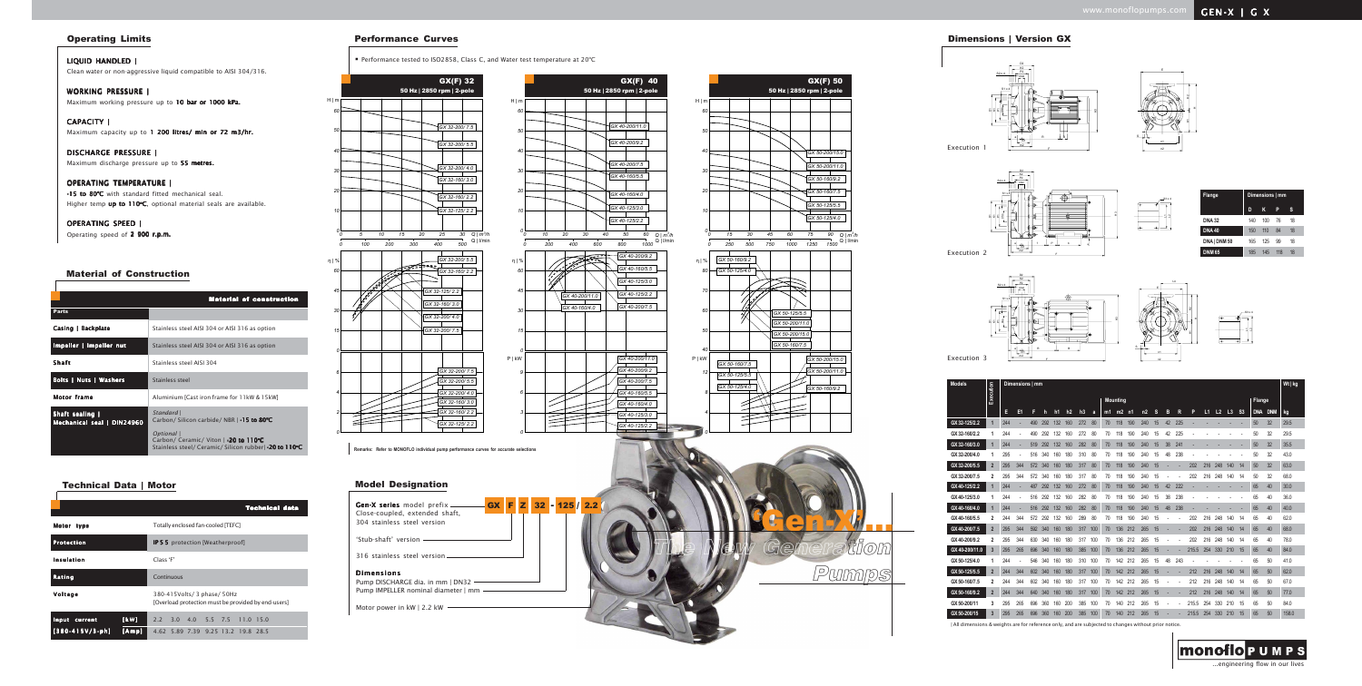## Operating Limits

**LIQUID HANDLED |**

Clean water or non-aggressive liquid compatible to AISI 304/316.

**WORKING PRESSURE |**

Maximum working pressure up to **10 bar or 1000 kPa.**

**CAPACITY |**

Maximum capacity up to **1 200 litres/ min or 72 m3/hr.**

**DISCHARGE PRESSURE |**

Maximum discharge pressure up to **55 metres.**

**OPERATING TEMPERATURE |**

**-15 to 80°C** with standard fitted mechanical seal.
Higher temp **up to 110°C**, optional material seals are available.

**OPERATING SPEED |**

Operating speed of **2 900 r.p.m.**

## Material of Construction

| Parts | Material of construction |
|---|---|
| Casing \| Backplate | Stainless steel AISI 304 or AISI 316 as option |
| Impeller \| Impeller nut | Stainless steel AISI 304 or AISI 316 as option |
| Shaft | Stainless steel AISI 304 |
| Bolts \| Nuts \| Washers | Stainless steel |
| Motor frame | Aluminium [Cast iron frame for 11kW & 15kW] |
| Shaft sealing \| Mechanical seal \| DIN24960 | *Standard* \| Carbon/ Silicon carbide/ NBR \| **-15 to 80°C** *Optional* \| Carbon/ Ceramic/ Viton \| **-20 to 110°C** Stainless steel/ Ceramic/ Silicon rubber\| **-20 to 110°C** |

## Technical Data | Motor

| | Technical data |
|---|---|
| Motor type | Totally enclosed fan-cooled [TEFC] |
| Protection | **IP55** protection [Weatherproof] |
| Insulation | Class 'F' |
| Rating | Continuous |
| Voltage | 380-415Volts/ 3 phase/ 50Hz [Overload protection must be provided by end-users] |
| Input current [380-415V/3-ph] [kW] | 2.2 3.0 4.0 5.5 7.5 11.0 15.0 |
| [Amp] | 4.62 5.89 7.39 9.25 13.2 19.8 28.5 |

## Performance Curves

• Performance tested to ISO2858, Class C, and Water test temperature at 20°C

GX(F) 32
50 Hz | 2850 rpm | 2-pole

H | m
GX 32-200/ 7.5
GX 32-200/ 5.5
GX 32-200/ 4.0
GX 32-160/ 3.0
GX 32-160/ 2.2
GX 32-125/ 2.2
Q | m³/h
Q | l/min
η | %
P | kW

GX(F) 40
50 Hz | 2850 rpm | 2-pole

GX 40-200/11.0
GX 40-200/9.2
GX 40-200/7.5
GX 40-160/5.5
GX 40-160/4.0
GX 40-125/3.0
GX 40-125/2.2

GX(F) 50
50 Hz | 2850 rpm | 2-pole

GX 50-200/15.0
GX 50-200/11.0
GX 50-160/9.2
GX 50-160/7.5
GX 50-125/5.5
GX 50-125/4.0

Remarks: Refer to MONOFLO individual pump performance curves for accurate selections

## Model Designation

GX F Z 32 - 125 / 2.2

**Gen-X series** model prefix
Close-coupled, extended shaft, 304 stainless steel version

'Stub-shaft' version

316 stainless steel version

**Dimensions**
Pump DISCHARGE dia. in mm | DN32
Pump IMPELLER nominal diameter | mm

Motor power in kW | 2.2 kW

'Gen-X'...
The New Generation Pumps

## Dimensions | Version GX

Execution 1

Execution 2

Execution 3

| Flange | Dimensions \| mm | | | |
|---|---|---|---|---|
| | D | K | P | S |
| DNA 32 | 140 | 100 | 76 | 18 |
| DNA 40 | 150 | 110 | 84 | 18 |
| DNA \| DNM 50 | 165 | 125 | 99 | 18 |
| DNM 65 | 185 | 145 | 118 | 18 |

| Models | Execution | Dimensions \| mm | | | | | | | | | | | | | | | | | | | | | | | | Wt \| kg |
|---|---|---|---|---|---|---|---|---|---|---|---|---|---|---|---|---|---|---|---|---|---|---|---|---|---|---|
| | | | | | | | | | | Mounting | | | | | | | | | | | | | Flange | | | |
| | | E | E1 | F | h | h1 | h2 | h3 | a | m1 | m2 | n1 | n2 | S | B | R | P | L1 | L2 | L3 | S3 | DNA | DNM | kg |
| GX 32-125/2.2 | 1 | 244 | - | 486 | 292 | 132 | 160 | 272 | 80 | 70 | 118 | 190 | 240 | 15 | 42 | 225 | - | - | - | - | - | 50 | 32 | 29.5 |
| GX 32-160/2.2 | 1 | 244 | - | 490 | 292 | 132 | 160 | 272 | 80 | 70 | 118 | 190 | 240 | 15 | 42 | 225 | - | - | - | - | - | 50 | 32 | 29.5 |
| GX 32-160/3.0 | 1 | 244 | - | 516 | 292 | 132 | 160 | 282 | 80 | 70 | 118 | 190 | 240 | 15 | 38 | 241 | - | - | - | - | - | 50 | 32 | 35.5 |
| GX 32-200/4.0 | 1 | 255 | - | 516 | 340 | 160 | 180 | 310 | 80 | 70 | 118 | 190 | 240 | 15 | 48 | 238 | - | - | - | - | - | 50 | 32 | 43.0 |
| GX 32-200/5.5 | 2 | 255 | 344 | 572 | 340 | 160 | 180 | 317 | 80 | 70 | 118 | 190 | 240 | 15 | - | - | 202 | 216 | 248 | 140 | 14 | 50 | 32 | 63.0 |
| GX 32-200/7.5 | 2 | 255 | 344 | 572 | 340 | 160 | 180 | 317 | 80 | 70 | 118 | 190 | 240 | 15 | - | - | 202 | 216 | 248 | 140 | 14 | 50 | 32 | 68.0 |
| GX 40-125/2.2 | 1 | 244 | - | 487 | 292 | 132 | 160 | 272 | 80 | 70 | 118 | 190 | 240 | 15 | 42 | 222 | - | - | - | - | - | 65 | 40 | 30.0 |
| GX 40-125/3.0 | 1 | 244 | - | 516 | 292 | 132 | 160 | 282 | 80 | 70 | 118 | 190 | 240 | 15 | 38 | 238 | - | - | - | - | - | 65 | 40 | 36.0 |
| GX 40-160/4.0 | 1 | 244 | - | 516 | 292 | 132 | 160 | 282 | 80 | 70 | 118 | 190 | 240 | 15 | 48 | 238 | - | - | - | - | - | 65 | 40 | 40.0 |
| GX 40-160/5.5 | 2 | 244 | 344 | 572 | 292 | 132 | 160 | 289 | 80 | 70 | 118 | 190 | 240 | 15 | - | - | 202 | 216 | 248 | 140 | 14 | 65 | 40 | 62.0 |
| GX 40-200/7.5 | 2 | 255 | 344 | 592 | 340 | 160 | 180 | 317 | 100 | 70 | 136 | 212 | 265 | 15 | - | - | 202 | 216 | 248 | 140 | 14 | 65 | 40 | 68.0 |
| GX 40-200/9.2 | 2 | 255 | 344 | 630 | 340 | 160 | 180 | 317 | 100 | 70 | 136 | 212 | 265 | 15 | - | - | 202 | 216 | 248 | 140 | 14 | 65 | 40 | 78.0 |
| GX 40-200/11.0 | 3 | 265 | 265 | 696 | 360 | 160 | 200 | 385 | 100 | 70 | 136 | 212 | 265 | 15 | - | - | 215.5 | 254 | 330 | 210 | 15 | 65 | 40 | 84.0 |
| GX 50-125/4.0 | 1 | 244 | - | 546 | 340 | 160 | 180 | 310 | 100 | 70 | 142 | 212 | 265 | 15 | 48 | 243 | - | - | - | - | - | 65 | 50 | 41.0 |
| GX 50-125/5.5 | 2 | 244 | 344 | 602 | 340 | 160 | 180 | 317 | 100 | 70 | 142 | 212 | 265 | 15 | - | - | 212 | 216 | 248 | 140 | 14 | 65 | 50 | 62.0 |
| GX 50-160/7.5 | 2 | 244 | 344 | 602 | 340 | 160 | 180 | 317 | 100 | 70 | 142 | 212 | 265 | 15 | - | - | 212 | 216 | 248 | 140 | 14 | 65 | 50 | 67.0 |
| GX 50-160/9.2 | 2 | 244 | 344 | 640 | 340 | 160 | 180 | 317 | 100 | 70 | 142 | 212 | 265 | 15 | - | - | 212 | 216 | 248 | 140 | 14 | 65 | 50 | 77.0 |
| GX 50-200/11 | 3 | 265 | 265 | 696 | 360 | 160 | 200 | 385 | 100 | 70 | 140 | 212 | 265 | 15 | - | - | 215.5 | 254 | 330 | 210 | 15 | 65 | 50 | 84.0 |
| GX 50-200/15 | 3 | 265 | 265 | 696 | 360 | 160 | 200 | 385 | 100 | 70 | 140 | 212 | 265 | 15 | - | - | 215.5 | 254 | 330 | 210 | 15 | 65 | 50 | 158.0 |

| All dimensions & weights are for reference only, and are subjected to changes without prior notice.

monoflo PUMPS
...engineering flow in our lives